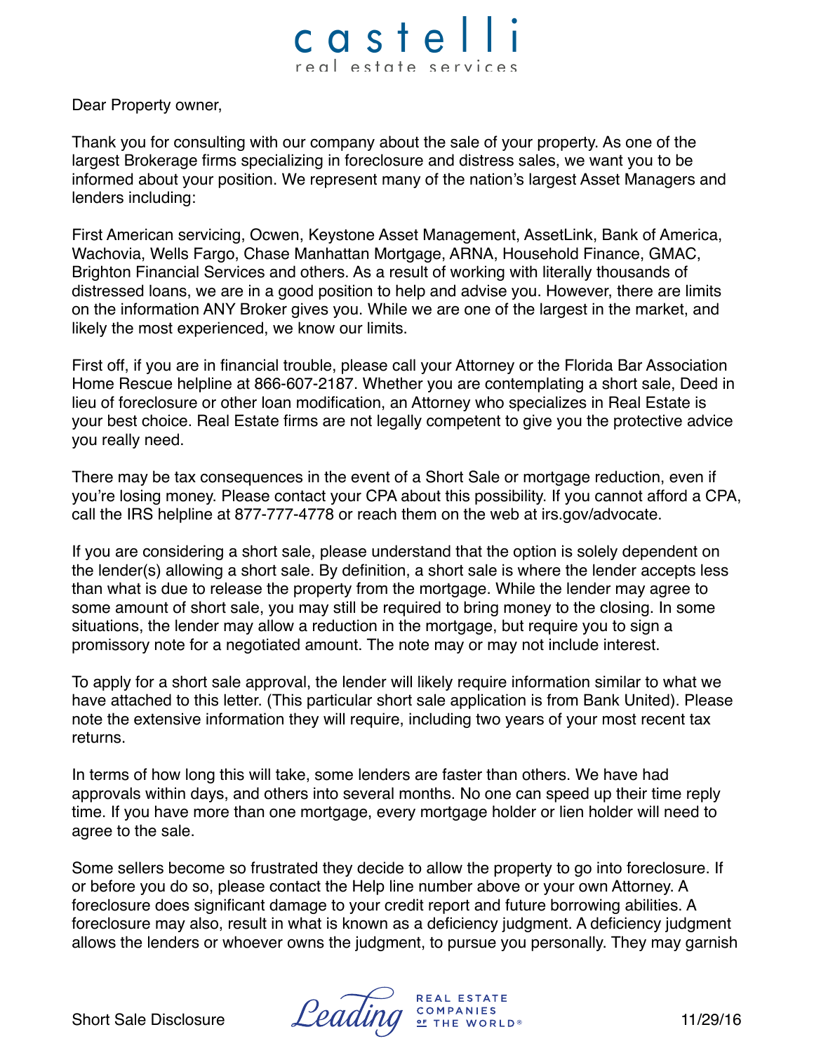# castelli

real estate services

Dear Property owner,

Thank you for consulting with our company about the sale of your property. As one of the largest Brokerage firms specializing in foreclosure and distress sales, we want you to be informed about your position. We represent many of the nation's largest Asset Managers and lenders including:

First American servicing, Ocwen, Keystone Asset Management, AssetLink, Bank of America, Wachovia, Wells Fargo, Chase Manhattan Mortgage, ARNA, Household Finance, GMAC, Brighton Financial Services and others. As a result of working with literally thousands of distressed loans, we are in a good position to help and advise you. However, there are limits on the information ANY Broker gives you. While we are one of the largest in the market, and likely the most experienced, we know our limits.

First off, if you are in financial trouble, please call your Attorney or the Florida Bar Association Home Rescue helpline at 866-607-2187. Whether you are contemplating a short sale, Deed in lieu of foreclosure or other loan modification, an Attorney who specializes in Real Estate is your best choice. Real Estate firms are not legally competent to give you the protective advice you really need.

There may be tax consequences in the event of a Short Sale or mortgage reduction, even if you're losing money. Please contact your CPA about this possibility. If you cannot afford a CPA, call the IRS helpline at 877-777-4778 or reach them on the web at irs.gov/advocate.

If you are considering a short sale, please understand that the option is solely dependent on the lender(s) allowing a short sale. By definition, a short sale is where the lender accepts less than what is due to release the property from the mortgage. While the lender may agree to some amount of short sale, you may still be required to bring money to the closing. In some situations, the lender may allow a reduction in the mortgage, but require you to sign a promissory note for a negotiated amount. The note may or may not include interest.

To apply for a short sale approval, the lender will likely require information similar to what we have attached to this letter. (This particular short sale application is from Bank United). Please note the extensive information they will require, including two years of your most recent tax returns.

In terms of how long this will take, some lenders are faster than others. We have had approvals within days, and others into several months. No one can speed up their time reply time. If you have more than one mortgage, every mortgage holder or lien holder will need to agree to the sale.

Some sellers become so frustrated they decide to allow the property to go into foreclosure. If or before you do so, please contact the Help line number above or your own Attorney. A foreclosure does significant damage to your credit report and future borrowing abilities. A foreclosure may also, result in what is known as a deficiency judgment. A deficiency judgment allows the lenders or whoever owns the judgment, to pursue you personally. They may garnish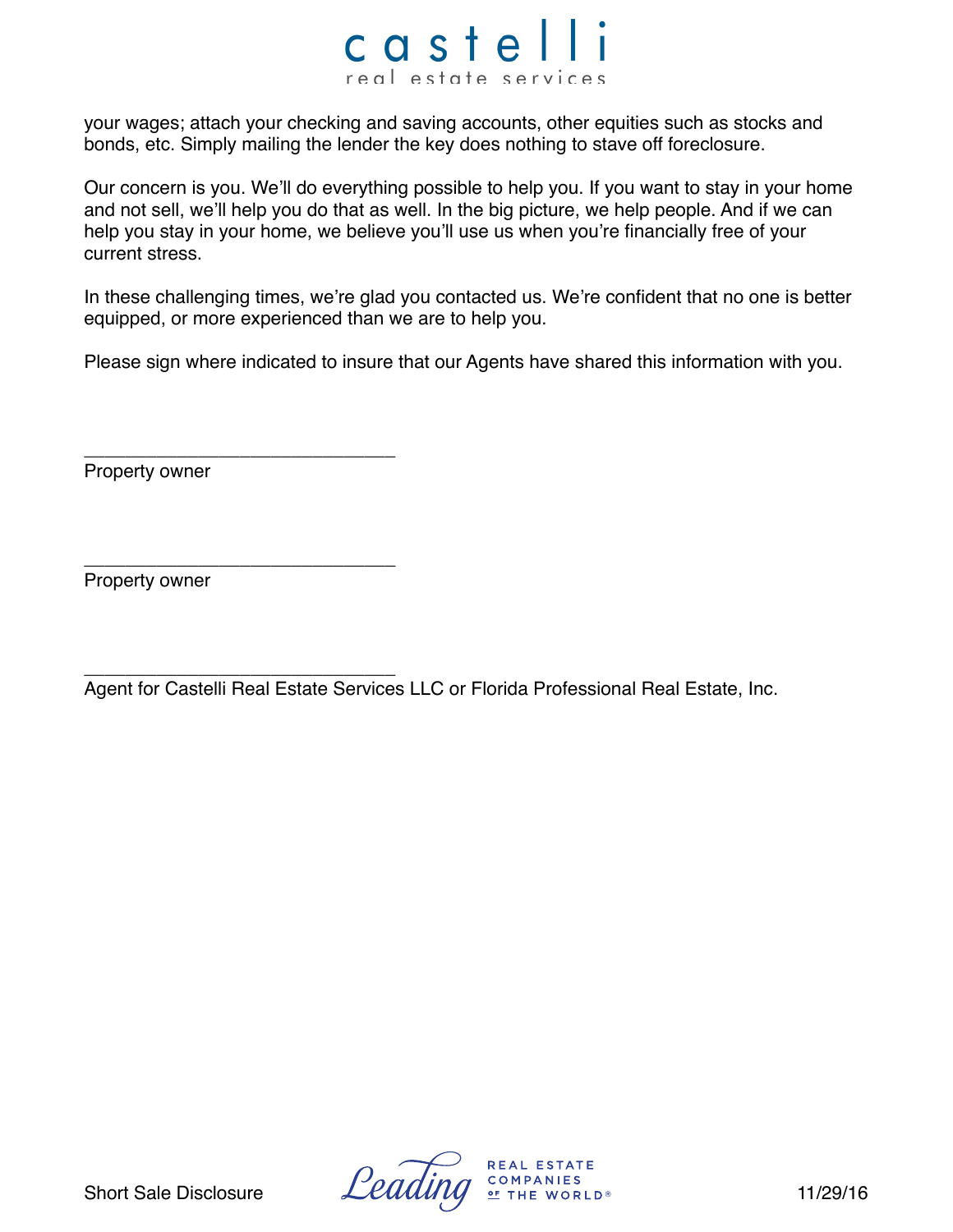your wages; attach your checking and saving accounts, other equities such as stocks and bonds, etc. Simply mailing the lender the key does nothing to stave off foreclosure.

Our concern is you. We'll do everything possible to help you. If you want to stay in your home and not sell, we'll help you do that as well. In the big picture, we help people. And if we can help you stay in your home, we believe you'll use us when you're financially free of your current stress.

In these challenging times, we're glad you contacted us. We're confident that no one is better equipped, or more experienced than we are to help you.

Please sign where indicated to insure that our Agents have shared this information with you.

______________________________
Property owner

______________________________
Property owner

______________________________
Agent for Castelli Real Estate Services LLC or Florida Professional Real Estate, Inc.